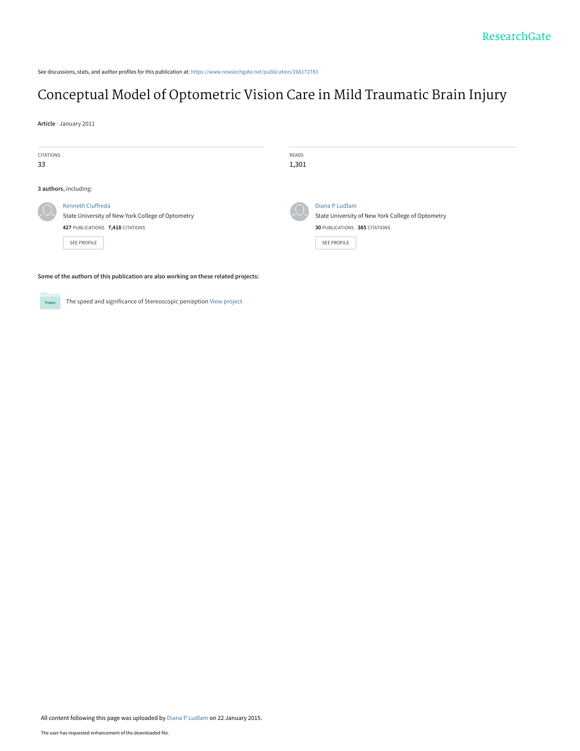See discussions, stats, and author profiles for this publication at: https://www.researchgate.net/publication/268172783

# Conceptual Model of Optometric Vision Care in Mild Traumatic Brain Injury

**Article** · January 2011

| CITATIONS | READS |
| --- | --- |
| 33 | 1,301 |

**3 authors**, including:

Kenneth Ciuffreda
State University of New York College of Optometry
**427** PUBLICATIONS **7,418** CITATIONS
SEE PROFILE

Diana P Ludlam
State University of New York College of Optometry
**30** PUBLICATIONS **385** CITATIONS
SEE PROFILE

**Some of the authors of this publication are also working on these related projects:**

Project: The speed and significance of Stereoscopic perception View project

All content following this page was uploaded by Diana P Ludlam on 22 January 2015.

The user has requested enhancement of the downloaded file.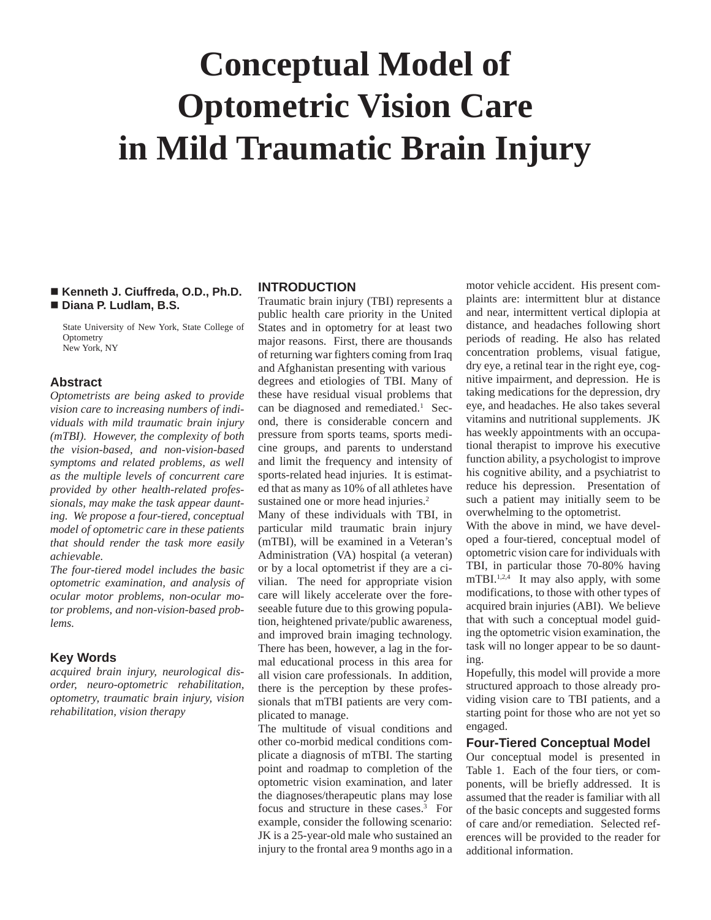# Conceptual Model of Optometric Vision Care in Mild Traumatic Brain Injury

- **Kenneth J. Ciuffreda, O.D., Ph.D.**
- **Diana P. Ludlam, B.S.**

State University of New York, State College of Optometry
New York, NY

## Abstract

*Optometrists are being asked to provide vision care to increasing numbers of individuals with mild traumatic brain injury (mTBI). However, the complexity of both the vision-based, and non-vision-based symptoms and related problems, as well as the multiple levels of concurrent care provided by other health-related professionals, may make the task appear daunting. We propose a four-tiered, conceptual model of optometric care in these patients that should render the task more easily achievable.*

*The four-tiered model includes the basic optometric examination, and analysis of ocular motor problems, non-ocular motor problems, and non-vision-based problems.*

## Key Words

*acquired brain injury, neurological disorder, neuro-optometric rehabilitation, optometry, traumatic brain injury, vision rehabilitation, vision therapy*

## INTRODUCTION

Traumatic brain injury (TBI) represents a public health care priority in the United States and in optometry for at least two major reasons. First, there are thousands of returning war fighters coming from Iraq and Afghanistan presenting with various degrees and etiologies of TBI. Many of these have residual visual problems that can be diagnosed and remediated.[1] Second, there is considerable concern and pressure from sports teams, sports medicine groups, and parents to understand and limit the frequency and intensity of sports-related head injuries. It is estimated that as many as 10% of all athletes have sustained one or more head injuries.[2]

Many of these individuals with TBI, in particular mild traumatic brain injury (mTBI), will be examined in a Veteran's Administration (VA) hospital (a veteran) or by a local optometrist if they are a civilian. The need for appropriate vision care will likely accelerate over the foreseeable future due to this growing population, heightened private/public awareness, and improved brain imaging technology. There has been, however, a lag in the formal educational process in this area for all vision care professionals. In addition, there is the perception by these professionals that mTBI patients are very complicated to manage.

The multitude of visual conditions and other co-morbid medical conditions complicate a diagnosis of mTBI. The starting point and roadmap to completion of the optometric vision examination, and later the diagnoses/therapeutic plans may lose focus and structure in these cases.[3] For example, consider the following scenario: JK is a 25-year-old male who sustained an injury to the frontal area 9 months ago in a motor vehicle accident. His present complaints are: intermittent blur at distance and near, intermittent vertical diplopia at distance, and headaches following short periods of reading. He also has related concentration problems, visual fatigue, dry eye, a retinal tear in the right eye, cognitive impairment, and depression. He is taking medications for the depression, dry eye, and headaches. He also takes several vitamins and nutritional supplements. JK has weekly appointments with an occupational therapist to improve his executive function ability, a psychologist to improve his cognitive ability, and a psychiatrist to reduce his depression. Presentation of such a patient may initially seem to be overwhelming to the optometrist.

With the above in mind, we have developed a four-tiered, conceptual model of optometric vision care for individuals with TBI, in particular those 70-80% having mTBI.[1,2,4] It may also apply, with some modifications, to those with other types of acquired brain injuries (ABI). We believe that with such a conceptual model guiding the optometric vision examination, the task will no longer appear to be so daunting.

Hopefully, this model will provide a more structured approach to those already providing vision care to TBI patients, and a starting point for those who are not yet so engaged.

### Four-Tiered Conceptual Model

Our conceptual model is presented in Table 1. Each of the four tiers, or components, will be briefly addressed. It is assumed that the reader is familiar with all of the basic concepts and suggested forms of care and/or remediation. Selected references will be provided to the reader for additional information.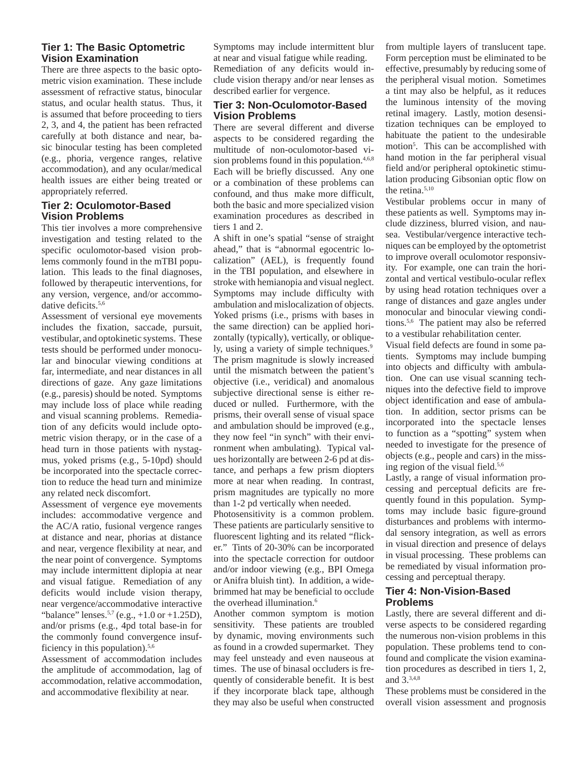## Tier 1: The Basic Optometric Vision Examination

There are three aspects to the basic optometric vision examination. These include assessment of refractive status, binocular status, and ocular health status. Thus, it is assumed that before proceeding to tiers 2, 3, and 4, the patient has been refracted carefully at both distance and near, basic binocular testing has been completed (e.g., phoria, vergence ranges, relative accommodation), and any ocular/medical health issues are either being treated or appropriately referred.

## Tier 2: Oculomotor-Based Vision Problems

This tier involves a more comprehensive investigation and testing related to the specific oculomotor-based vision problems commonly found in the mTBI population. This leads to the final diagnoses, followed by therapeutic interventions, for any version, vergence, and/or accommodative deficits.[5,6]

Assessment of versional eye movements includes the fixation, saccade, pursuit, vestibular, and optokinetic systems. These tests should be performed under monocular and binocular viewing conditions at far, intermediate, and near distances in all directions of gaze. Any gaze limitations (e.g., paresis) should be noted. Symptoms may include loss of place while reading and visual scanning problems. Remediation of any deficits would include optometric vision therapy, or in the case of a head turn in those patients with nystagmus, yoked prisms (e.g., 5-10pd) should be incorporated into the spectacle correction to reduce the head turn and minimize any related neck discomfort.

Assessment of vergence eye movements includes: accommodative vergence and the AC/A ratio, fusional vergence ranges at distance and near, phorias at distance and near, vergence flexibility at near, and the near point of convergence. Symptoms may include intermittent diplopia at near and visual fatigue. Remediation of any deficits would include vision therapy, near vergence/accommodative interactive "balance" lenses.[5,7] (e.g., +1.0 or +1.25D), and/or prisms (e.g., 4pd total base-in for the commonly found convergence insufficiency in this population).[5,6]

Assessment of accommodation includes the amplitude of accommodation, lag of accommodation, relative accommodation, and accommodative flexibility at near. Symptoms may include intermittent blur at near and visual fatigue while reading. Remediation of any deficits would include vision therapy and/or near lenses as described earlier for vergence.

## Tier 3: Non-Oculomotor-Based Vision Problems

There are several different and diverse aspects to be considered regarding the multitude of non-oculomotor-based vision problems found in this population.[4,6,8] Each will be briefly discussed. Any one or a combination of these problems can confound, and thus make more difficult, both the basic and more specialized vision examination procedures as described in tiers 1 and 2.

A shift in one's spatial "sense of straight ahead," that is "abnormal egocentric localization" (AEL), is frequently found in the TBI population, and elsewhere in stroke with hemianopia and visual neglect. Symptoms may include difficulty with ambulation and mislocalization of objects. Yoked prisms (i.e., prisms with bases in the same direction) can be applied horizontally (typically), vertically, or obliquely, using a variety of simple techniques.[9] The prism magnitude is slowly increased until the mismatch between the patient's objective (i.e., veridical) and anomalous subjective directional sense is either reduced or nulled. Furthermore, with the prisms, their overall sense of visual space and ambulation should be improved (e.g., they now feel "in synch" with their environment when ambulating). Typical values horizontally are between 2-6 pd at distance, and perhaps a few prism diopters more at near when reading. In contrast, prism magnitudes are typically no more than 1-2 pd vertically when needed.

Photosensitivity is a common problem. These patients are particularly sensitive to fluorescent lighting and its related "flicker." Tints of 20-30% can be incorporated into the spectacle correction for outdoor and/or indoor viewing (e.g., BPI Omega or Anifra bluish tint). In addition, a wide-brimmed hat may be beneficial to occlude the overhead illumination.[6]

Another common symptom is motion sensitivity. These patients are troubled by dynamic, moving environments such as found in a crowded supermarket. They may feel unsteady and even nauseous at times. The use of binasal occluders is frequently of considerable benefit. It is best if they incorporate black tape, although they may also be useful when constructed from multiple layers of translucent tape. Form perception must be eliminated to be effective, presumably by reducing some of the peripheral visual motion. Sometimes a tint may also be helpful, as it reduces the luminous intensity of the moving retinal imagery. Lastly, motion desensitization techniques can be employed to habituate the patient to the undesirable motion[5]. This can be accomplished with hand motion in the far peripheral visual field and/or peripheral optokinetic stimulation producing Gibsonian optic flow on the retina.[5,10]

Vestibular problems occur in many of these patients as well. Symptoms may include dizziness, blurred vision, and nausea. Vestibular/vergence interactive techniques can be employed by the optometrist to improve overall oculomotor responsivity. For example, one can train the horizontal and vertical vestibulo-ocular reflex by using head rotation techniques over a range of distances and gaze angles under monocular and binocular viewing conditions.[5,6] The patient may also be referred to a vestibular rehabilitation center.

Visual field defects are found in some patients. Symptoms may include bumping into objects and difficulty with ambulation. One can use visual scanning techniques into the defective field to improve object identification and ease of ambulation. In addition, sector prisms can be incorporated into the spectacle lenses to function as a "spotting" system when needed to investigate for the presence of objects (e.g., people and cars) in the missing region of the visual field.[5,6]

Lastly, a range of visual information processing and perceptual deficits are frequently found in this population. Symptoms may include basic figure-ground disturbances and problems with intermodal sensory integration, as well as errors in visual direction and presence of delays in visual processing. These problems can be remediated by visual information processing and perceptual therapy.

## Tier 4: Non-Vision-Based Problems

Lastly, there are several different and diverse aspects to be considered regarding the numerous non-vision problems in this population. These problems tend to confound and complicate the vision examination procedures as described in tiers 1, 2, and 3.[3,4,8]

These problems must be considered in the overall vision assessment and prognosis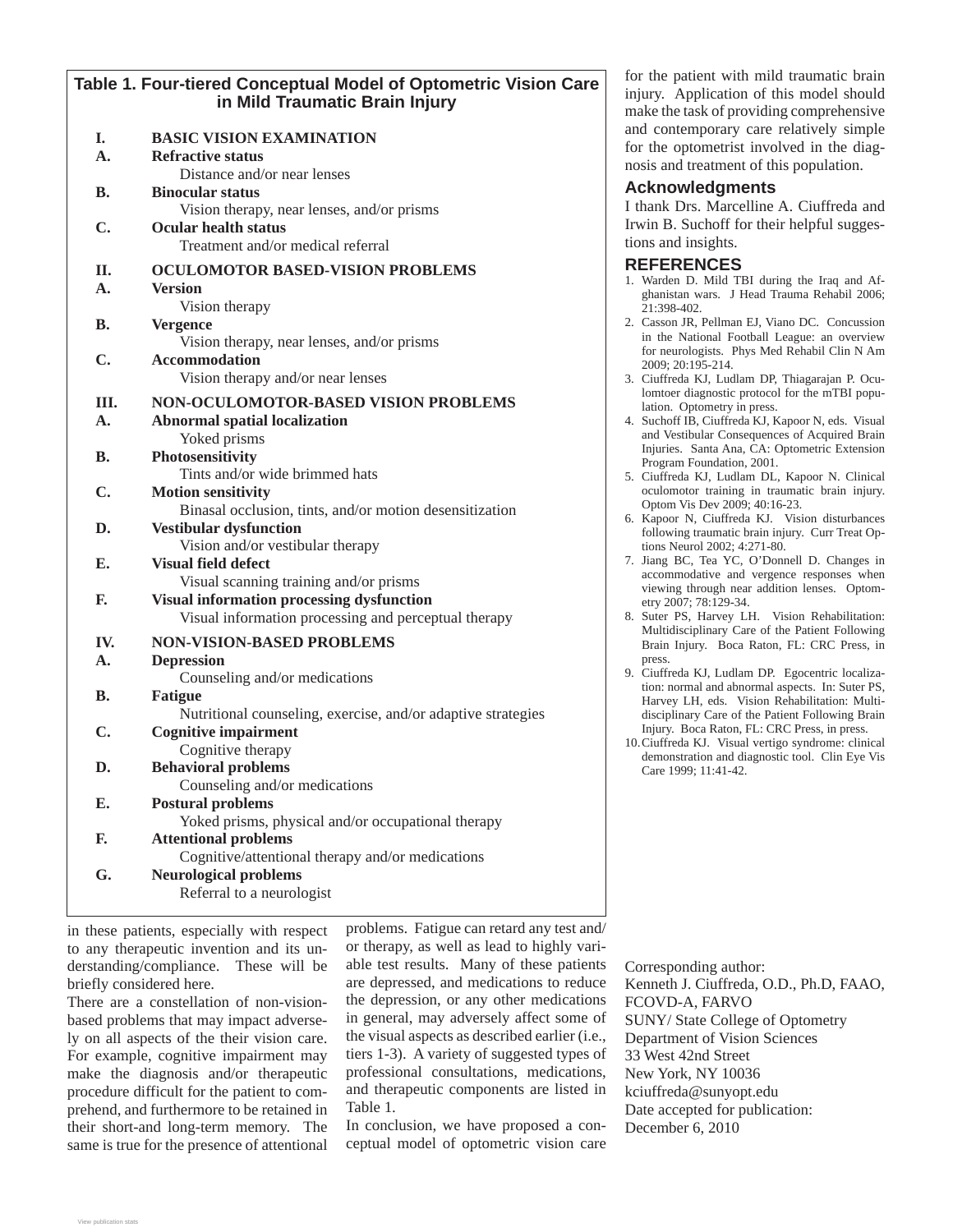**Table 1. Four-tiered Conceptual Model of Optometric Vision Care in Mild Traumatic Brain Injury**

| | |
|---|---|
| **I.** | **BASIC VISION EXAMINATION** |
| **A.** | **Refractive status** |
| | Distance and/or near lenses |
| **B.** | **Binocular status** |
| | Vision therapy, near lenses, and/or prisms |
| **C.** | **Ocular health status** |
| | Treatment and/or medical referral |
| **II.** | **OCULOMOTOR BASED-VISION PROBLEMS** |
| **A.** | **Version** |
| | Vision therapy |
| **B.** | **Vergence** |
| | Vision therapy, near lenses, and/or prisms |
| **C.** | **Accommodation** |
| | Vision therapy and/or near lenses |
| **III.** | **NON-OCULOMOTOR-BASED VISION PROBLEMS** |
| **A.** | **Abnormal spatial localization** |
| | Yoked prisms |
| **B.** | **Photosensitivity** |
| | Tints and/or wide brimmed hats |
| **C.** | **Motion sensitivity** |
| | Binasal occlusion, tints, and/or motion desensitization |
| **D.** | **Vestibular dysfunction** |
| | Vision and/or vestibular therapy |
| **E.** | **Visual field defect** |
| | Visual scanning training and/or prisms |
| **F.** | **Visual information processing dysfunction** |
| | Visual information processing and perceptual therapy |
| **IV.** | **NON-VISION-BASED PROBLEMS** |
| **A.** | **Depression** |
| | Counseling and/or medications |
| **B.** | **Fatigue** |
| | Nutritional counseling, exercise, and/or adaptive strategies |
| **C.** | **Cognitive impairment** |
| | Cognitive therapy |
| **D.** | **Behavioral problems** |
| | Counseling and/or medications |
| **E.** | **Postural problems** |
| | Yoked prisms, physical and/or occupational therapy |
| **F.** | **Attentional problems** |
| | Cognitive/attentional therapy and/or medications |
| **G.** | **Neurological problems** |
| | Referral to a neurologist |

in these patients, especially with respect to any therapeutic invention and its understanding/compliance. These will be briefly considered here.

There are a constellation of non-vision-based problems that may impact adversely on all aspects of the their vision care. For example, cognitive impairment may make the diagnosis and/or therapeutic procedure difficult for the patient to comprehend, and furthermore to be retained in their short-and long-term memory. The same is true for the presence of attentional problems. Fatigue can retard any test and/or therapy, as well as lead to highly variable test results. Many of these patients are depressed, and medications to reduce the depression, or any other medications in general, may adversely affect some of the visual aspects as described earlier (i.e., tiers 1-3). A variety of suggested types of professional consultations, medications, and therapeutic components are listed in Table 1.

In conclusion, we have proposed a conceptual model of optometric vision care for the patient with mild traumatic brain injury. Application of this model should make the task of providing comprehensive and contemporary care relatively simple for the optometrist involved in the diagnosis and treatment of this population.

## Acknowledgments

I thank Drs. Marcelline A. Ciuffreda and Irwin B. Suchoff for their helpful suggestions and insights.

## REFERENCES

1. Warden D. Mild TBI during the Iraq and Afghanistan wars. J Head Trauma Rehabil 2006; 21:398-402.
2. Casson JR, Pellman EJ, Viano DC. Concussion in the National Football League: an overview for neurologists. Phys Med Rehabil Clin N Am 2009; 20:195-214.
3. Ciuffreda KJ, Ludlam DP, Thiagarajan P. Oculomtoer diagnostic protocol for the mTBI population. Optometry in press.
4. Suchoff IB, Ciuffreda KJ, Kapoor N, eds. Visual and Vestibular Consequences of Acquired Brain Injuries. Santa Ana, CA: Optometric Extension Program Foundation, 2001.
5. Ciuffreda KJ, Ludlam DL, Kapoor N. Clinical oculomotor training in traumatic brain injury. Optom Vis Dev 2009; 40:16-23.
6. Kapoor N, Ciuffreda KJ. Vision disturbances following traumatic brain injury. Curr Treat Options Neurol 2002; 4:271-80.
7. Jiang BC, Tea YC, O'Donnell D. Changes in accommodative and vergence responses when viewing through near addition lenses. Optometry 2007; 78:129-34.
8. Suter PS, Harvey LH. Vision Rehabilitation: Multidisciplinary Care of the Patient Following Brain Injury. Boca Raton, FL: CRC Press, in press.
9. Ciuffreda KJ, Ludlam DP. Egocentric localization: normal and abnormal aspects. In: Suter PS, Harvey LH, eds. Vision Rehabilitation: Multidisciplinary Care of the Patient Following Brain Injury. Boca Raton, FL: CRC Press, in press.
10. Ciuffreda KJ. Visual vertigo syndrome: clinical demonstration and diagnostic tool. Clin Eye Vis Care 1999; 11:41-42.

Corresponding author:
Kenneth J. Ciuffreda, O.D., Ph.D, FAAO, FCOVD-A, FARVO
SUNY/ State College of Optometry
Department of Vision Sciences
33 West 42nd Street
New York, NY 10036
kciuffreda@sunyopt.edu
Date accepted for publication:
December 6, 2010